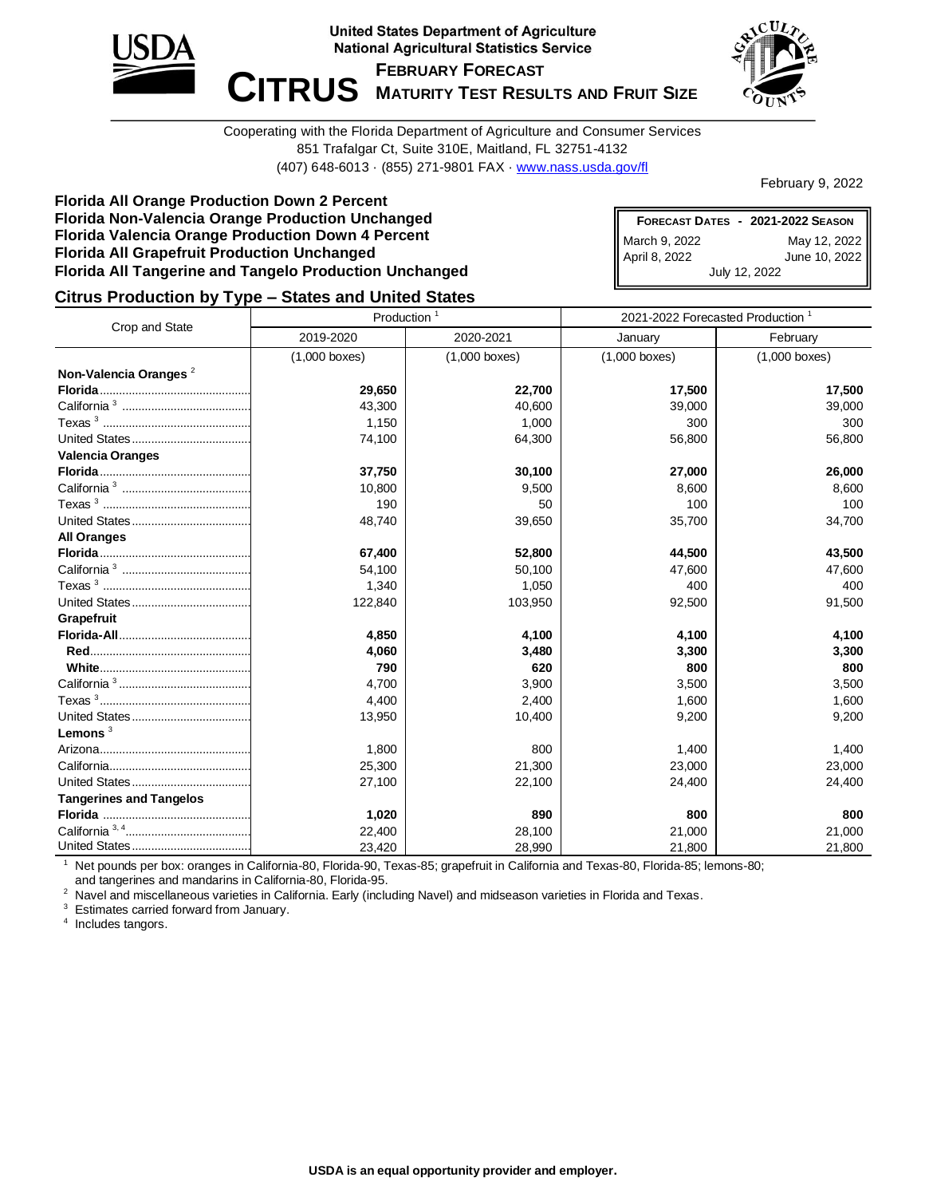United States Department of Agriculture
National Agricultural Statistics Service

# CITRUS

## February Forecast
## Maturity Test Results and Fruit Size

Cooperating with the Florida Department of Agriculture and Consumer Services
851 Trafalgar Ct, Suite 310E, Maitland, FL 32751-4132
(407) 648-6013 · (855) 271-9801 FAX · www.nass.usda.gov/fl

February 9, 2022

**Florida All Orange Production Down 2 Percent**
**Florida Non-Valencia Orange Production Unchanged**
**Florida Valencia Orange Production Down 4 Percent**
**Florida All Grapefruit Production Unchanged**
**Florida All Tangerine and Tangelo Production Unchanged**

| Forecast Dates - 2021-2022 Season | |
|---|---|
| March 9, 2022 | May 12, 2022 |
| April 8, 2022 | June 10, 2022 |
| July 12, 2022 | |

### Citrus Production by Type – States and United States

| Crop and State | Production [1] | | 2021-2022 Forecasted Production [1] | |
|---|---|---|---|---|
| | 2019-2020 | 2020-2021 | January | February |
| | (1,000 boxes) | (1,000 boxes) | (1,000 boxes) | (1,000 boxes) |
| **Non-Valencia Oranges** [2] | | | | |
| **Florida** | **29,650** | **22,700** | **17,500** | **17,500** |
| California [3] | 43,300 | 40,600 | 39,000 | 39,000 |
| Texas [3] | 1,150 | 1,000 | 300 | 300 |
| United States | 74,100 | 64,300 | 56,800 | 56,800 |
| **Valencia Oranges** | | | | |
| **Florida** | **37,750** | **30,100** | **27,000** | **26,000** |
| California [3] | 10,800 | 9,500 | 8,600 | 8,600 |
| Texas [3] | 190 | 50 | 100 | 100 |
| United States | 48,740 | 39,650 | 35,700 | 34,700 |
| **All Oranges** | | | | |
| **Florida** | **67,400** | **52,800** | **44,500** | **43,500** |
| California [3] | 54,100 | 50,100 | 47,600 | 47,600 |
| Texas [3] | 1,340 | 1,050 | 400 | 400 |
| United States | 122,840 | 103,950 | 92,500 | 91,500 |
| **Grapefruit** | | | | |
| **Florida-All** | **4,850** | **4,100** | **4,100** | **4,100** |
| **Red** | **4,060** | **3,480** | **3,300** | **3,300** |
| **White** | **790** | **620** | **800** | **800** |
| California [3] | 4,700 | 3,900 | 3,500 | 3,500 |
| Texas [3] | 4,400 | 2,400 | 1,600 | 1,600 |
| United States | 13,950 | 10,400 | 9,200 | 9,200 |
| **Lemons** [3] | | | | |
| Arizona | 1,800 | 800 | 1,400 | 1,400 |
| California | 25,300 | 21,300 | 23,000 | 23,000 |
| United States | 27,100 | 22,100 | 24,400 | 24,400 |
| **Tangerines and Tangelos** | | | | |
| **Florida** | **1,020** | **890** | **800** | **800** |
| California [3, 4] | 22,400 | 28,100 | 21,000 | 21,000 |
| United States | 23,420 | 28,990 | 21,800 | 21,800 |

[1] Net pounds per box: oranges in California-80, Florida-90, Texas-85; grapefruit in California and Texas-80, Florida-85; lemons-80; and tangerines and mandarins in California-80, Florida-95.
[2] Navel and miscellaneous varieties in California. Early (including Navel) and midseason varieties in Florida and Texas.
[3] Estimates carried forward from January.
[4] Includes tangors.

**USDA is an equal opportunity provider and employer.**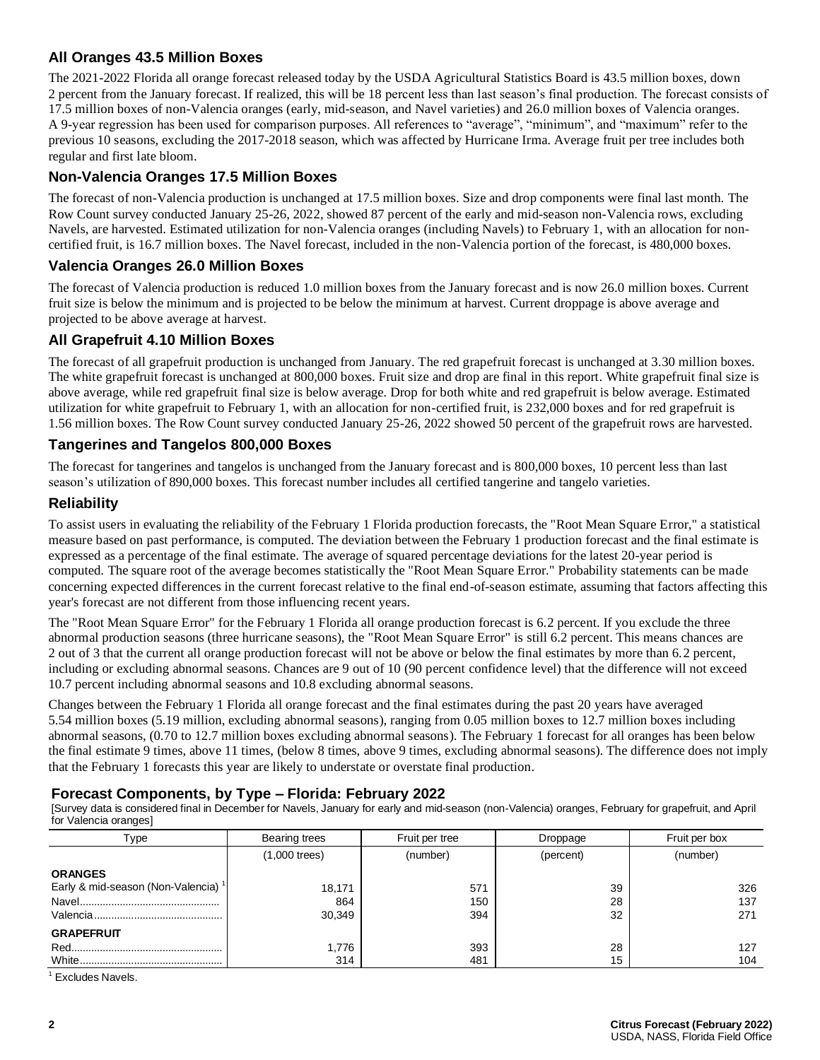## All Oranges 43.5 Million Boxes

The 2021-2022 Florida all orange forecast released today by the USDA Agricultural Statistics Board is 43.5 million boxes, down 2 percent from the January forecast. If realized, this will be 18 percent less than last season's final production. The forecast consists of 17.5 million boxes of non-Valencia oranges (early, mid-season, and Navel varieties) and 26.0 million boxes of Valencia oranges. A 9-year regression has been used for comparison purposes. All references to "average", "minimum", and "maximum" refer to the previous 10 seasons, excluding the 2017-2018 season, which was affected by Hurricane Irma. Average fruit per tree includes both regular and first late bloom.

## Non-Valencia Oranges 17.5 Million Boxes

The forecast of non-Valencia production is unchanged at 17.5 million boxes. Size and drop components were final last month. The Row Count survey conducted January 25-26, 2022, showed 87 percent of the early and mid-season non-Valencia rows, excluding Navels, are harvested. Estimated utilization for non-Valencia oranges (including Navels) to February 1, with an allocation for non-certified fruit, is 16.7 million boxes. The Navel forecast, included in the non-Valencia portion of the forecast, is 480,000 boxes.

## Valencia Oranges 26.0 Million Boxes

The forecast of Valencia production is reduced 1.0 million boxes from the January forecast and is now 26.0 million boxes. Current fruit size is below the minimum and is projected to be below the minimum at harvest. Current droppage is above average and projected to be above average at harvest.

## All Grapefruit 4.10 Million Boxes

The forecast of all grapefruit production is unchanged from January. The red grapefruit forecast is unchanged at 3.30 million boxes. The white grapefruit forecast is unchanged at 800,000 boxes. Fruit size and drop are final in this report. White grapefruit final size is above average, while red grapefruit final size is below average. Drop for both white and red grapefruit is below average. Estimated utilization for white grapefruit to February 1, with an allocation for non-certified fruit, is 232,000 boxes and for red grapefruit is 1.56 million boxes. The Row Count survey conducted January 25-26, 2022 showed 50 percent of the grapefruit rows are harvested.

## Tangerines and Tangelos 800,000 Boxes

The forecast for tangerines and tangelos is unchanged from the January forecast and is 800,000 boxes, 10 percent less than last season's utilization of 890,000 boxes. This forecast number includes all certified tangerine and tangelo varieties.

## Reliability

To assist users in evaluating the reliability of the February 1 Florida production forecasts, the "Root Mean Square Error," a statistical measure based on past performance, is computed. The deviation between the February 1 production forecast and the final estimate is expressed as a percentage of the final estimate. The average of squared percentage deviations for the latest 20-year period is computed. The square root of the average becomes statistically the "Root Mean Square Error." Probability statements can be made concerning expected differences in the current forecast relative to the final end-of-season estimate, assuming that factors affecting this year's forecast are not different from those influencing recent years.

The "Root Mean Square Error" for the February 1 Florida all orange production forecast is 6.2 percent. If you exclude the three abnormal production seasons (three hurricane seasons), the "Root Mean Square Error" is still 6.2 percent. This means chances are 2 out of 3 that the current all orange production forecast will not be above or below the final estimates by more than 6.2 percent, including or excluding abnormal seasons. Chances are 9 out of 10 (90 percent confidence level) that the difference will not exceed 10.7 percent including abnormal seasons and 10.8 excluding abnormal seasons.

Changes between the February 1 Florida all orange forecast and the final estimates during the past 20 years have averaged 5.54 million boxes (5.19 million, excluding abnormal seasons), ranging from 0.05 million boxes to 12.7 million boxes including abnormal seasons, (0.70 to 12.7 million boxes excluding abnormal seasons). The February 1 forecast for all oranges has been below the final estimate 9 times, above 11 times, (below 8 times, above 9 times, excluding abnormal seasons). The difference does not imply that the February 1 forecasts this year are likely to understate or overstate final production.

### Forecast Components, by Type – Florida: February 2022

[Survey data is considered final in December for Navels, January for early and mid-season (non-Valencia) oranges, February for grapefruit, and April for Valencia oranges]

| Type | Bearing trees | Fruit per tree | Droppage | Fruit per box |
|---|---|---|---|---|
| | (1,000 trees) | (number) | (percent) | (number) |
| **ORANGES** | | | | |
| Early & mid-season (Non-Valencia) [1] | 18,171 | 571 | 39 | 326 |
| Navel | 864 | 150 | 28 | 137 |
| Valencia | 30,349 | 394 | 32 | 271 |
| **GRAPEFRUIT** | | | | |
| Red | 1,776 | 393 | 28 | 127 |
| White | 314 | 481 | 15 | 104 |

[1] Excludes Navels.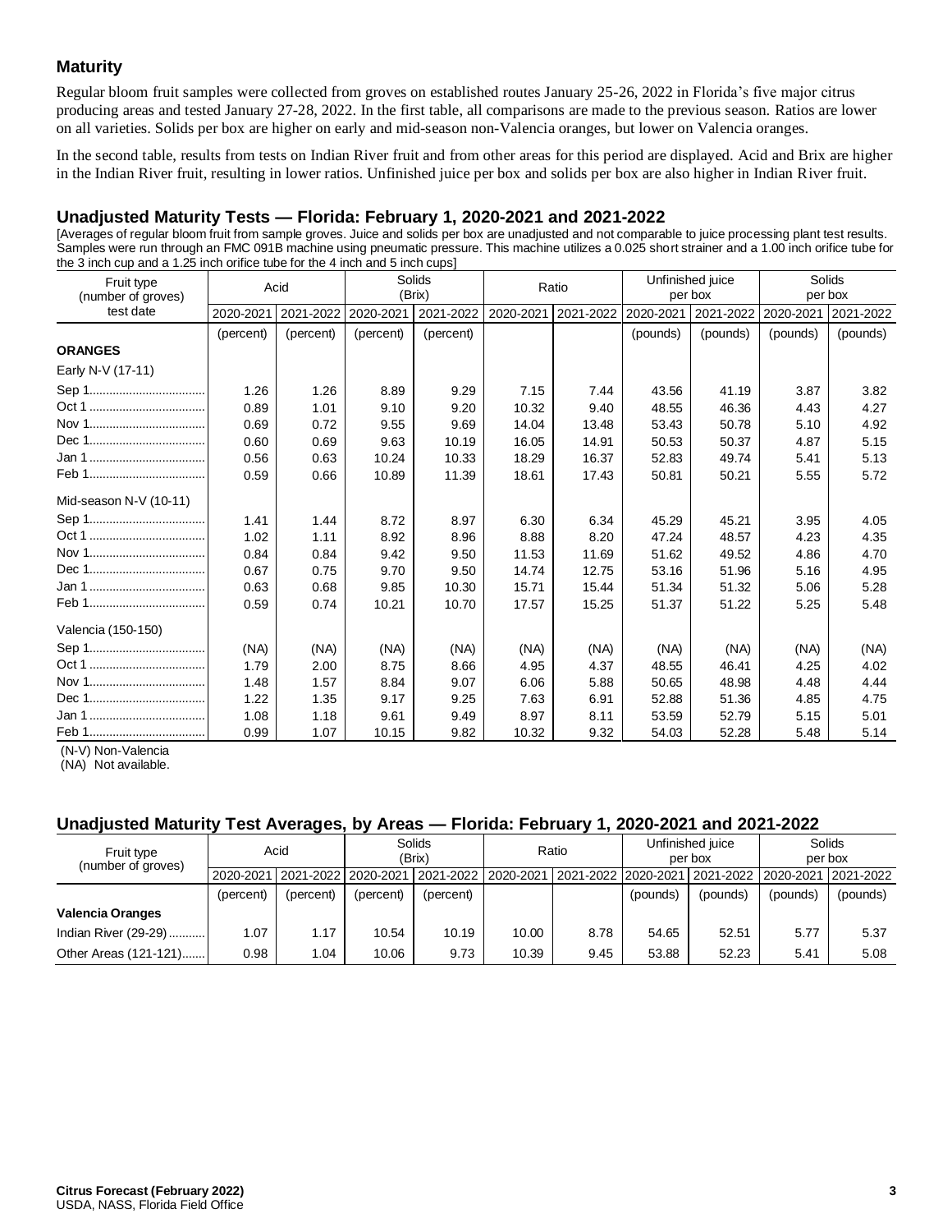## Maturity

Regular bloom fruit samples were collected from groves on established routes January 25-26, 2022 in Florida's five major citrus producing areas and tested January 27-28, 2022. In the first table, all comparisons are made to the previous season. Ratios are lower on all varieties. Solids per box are higher on early and mid-season non-Valencia oranges, but lower on Valencia oranges.

In the second table, results from tests on Indian River fruit and from other areas for this period are displayed. Acid and Brix are higher in the Indian River fruit, resulting in lower ratios. Unfinished juice per box and solids per box are also higher in Indian River fruit.

### Unadjusted Maturity Tests — Florida: February 1, 2020-2021 and 2021-2022

[Averages of regular bloom fruit from sample groves. Juice and solids per box are unadjusted and not comparable to juice processing plant test results. Samples were run through an FMC 091B machine using pneumatic pressure. This machine utilizes a 0.025 short strainer and a 1.00 inch orifice tube for the 3 inch cup and a 1.25 inch orifice tube for the 4 inch and 5 inch cups]

| Fruit type (number of groves) test date | Acid | | Solids (Brix) | | Ratio | | Unfinished juice per box | | Solids per box | |
|---|---|---|---|---|---|---|---|---|---|---|
| | 2020-2021 | 2021-2022 | 2020-2021 | 2021-2022 | 2020-2021 | 2021-2022 | 2020-2021 | 2021-2022 | 2020-2021 | 2021-2022 |
| | (percent) | (percent) | (percent) | (percent) | | | (pounds) | (pounds) | (pounds) | (pounds) |
| **ORANGES** | | | | | | | | | | |
| Early N-V (17-11) | | | | | | | | | | |
| Sep 1 | 1.26 | 1.26 | 8.89 | 9.29 | 7.15 | 7.44 | 43.56 | 41.19 | 3.87 | 3.82 |
| Oct 1 | 0.89 | 1.01 | 9.10 | 9.20 | 10.32 | 9.40 | 48.55 | 46.36 | 4.43 | 4.27 |
| Nov 1 | 0.69 | 0.72 | 9.55 | 9.69 | 14.04 | 13.48 | 53.43 | 50.78 | 5.10 | 4.92 |
| Dec 1 | 0.60 | 0.69 | 9.63 | 10.19 | 16.05 | 14.91 | 50.53 | 50.37 | 4.87 | 5.15 |
| Jan 1 | 0.56 | 0.63 | 10.24 | 10.33 | 18.29 | 16.37 | 52.83 | 49.74 | 5.41 | 5.13 |
| Feb 1 | 0.59 | 0.66 | 10.89 | 11.39 | 18.61 | 17.43 | 50.81 | 50.21 | 5.55 | 5.72 |
| Mid-season N-V (10-11) | | | | | | | | | | |
| Sep 1 | 1.41 | 1.44 | 8.72 | 8.97 | 6.30 | 6.34 | 45.29 | 45.21 | 3.95 | 4.05 |
| Oct 1 | 1.02 | 1.11 | 8.92 | 8.96 | 8.88 | 8.20 | 47.24 | 48.57 | 4.23 | 4.35 |
| Nov 1 | 0.84 | 0.84 | 9.42 | 9.50 | 11.53 | 11.69 | 51.62 | 49.52 | 4.86 | 4.70 |
| Dec 1 | 0.67 | 0.75 | 9.70 | 9.50 | 14.74 | 12.75 | 53.16 | 51.96 | 5.16 | 4.95 |
| Jan 1 | 0.63 | 0.68 | 9.85 | 10.30 | 15.71 | 15.44 | 51.34 | 51.32 | 5.06 | 5.28 |
| Feb 1 | 0.59 | 0.74 | 10.21 | 10.70 | 17.57 | 15.25 | 51.37 | 51.22 | 5.25 | 5.48 |
| Valencia (150-150) | | | | | | | | | | |
| Sep 1 | (NA) | (NA) | (NA) | (NA) | (NA) | (NA) | (NA) | (NA) | (NA) | (NA) |
| Oct 1 | 1.79 | 2.00 | 8.75 | 8.66 | 4.95 | 4.37 | 48.55 | 46.41 | 4.25 | 4.02 |
| Nov 1 | 1.48 | 1.57 | 8.84 | 9.07 | 6.06 | 5.88 | 50.65 | 48.98 | 4.48 | 4.44 |
| Dec 1 | 1.22 | 1.35 | 9.17 | 9.25 | 7.63 | 6.91 | 52.88 | 51.36 | 4.85 | 4.75 |
| Jan 1 | 1.08 | 1.18 | 9.61 | 9.49 | 8.97 | 8.11 | 53.59 | 52.79 | 5.15 | 5.01 |
| Feb 1 | 0.99 | 1.07 | 10.15 | 9.82 | 10.32 | 9.32 | 54.03 | 52.28 | 5.48 | 5.14 |

(N-V) Non-Valencia
(NA) Not available.

### Unadjusted Maturity Test Averages, by Areas — Florida: February 1, 2020-2021 and 2021-2022

| Fruit type (number of groves) | Acid | | Solids (Brix) | | Ratio | | Unfinished juice per box | | Solids per box | |
|---|---|---|---|---|---|---|---|---|---|---|
| | 2020-2021 | 2021-2022 | 2020-2021 | 2021-2022 | 2020-2021 | 2021-2022 | 2020-2021 | 2021-2022 | 2020-2021 | 2021-2022 |
| | (percent) | (percent) | (percent) | (percent) | | | (pounds) | (pounds) | (pounds) | (pounds) |
| **Valencia Oranges** | | | | | | | | | | |
| Indian River (29-29) | 1.07 | 1.17 | 10.54 | 10.19 | 10.00 | 8.78 | 54.65 | 52.51 | 5.77 | 5.37 |
| Other Areas (121-121) | 0.98 | 1.04 | 10.06 | 9.73 | 10.39 | 9.45 | 53.88 | 52.23 | 5.41 | 5.08 |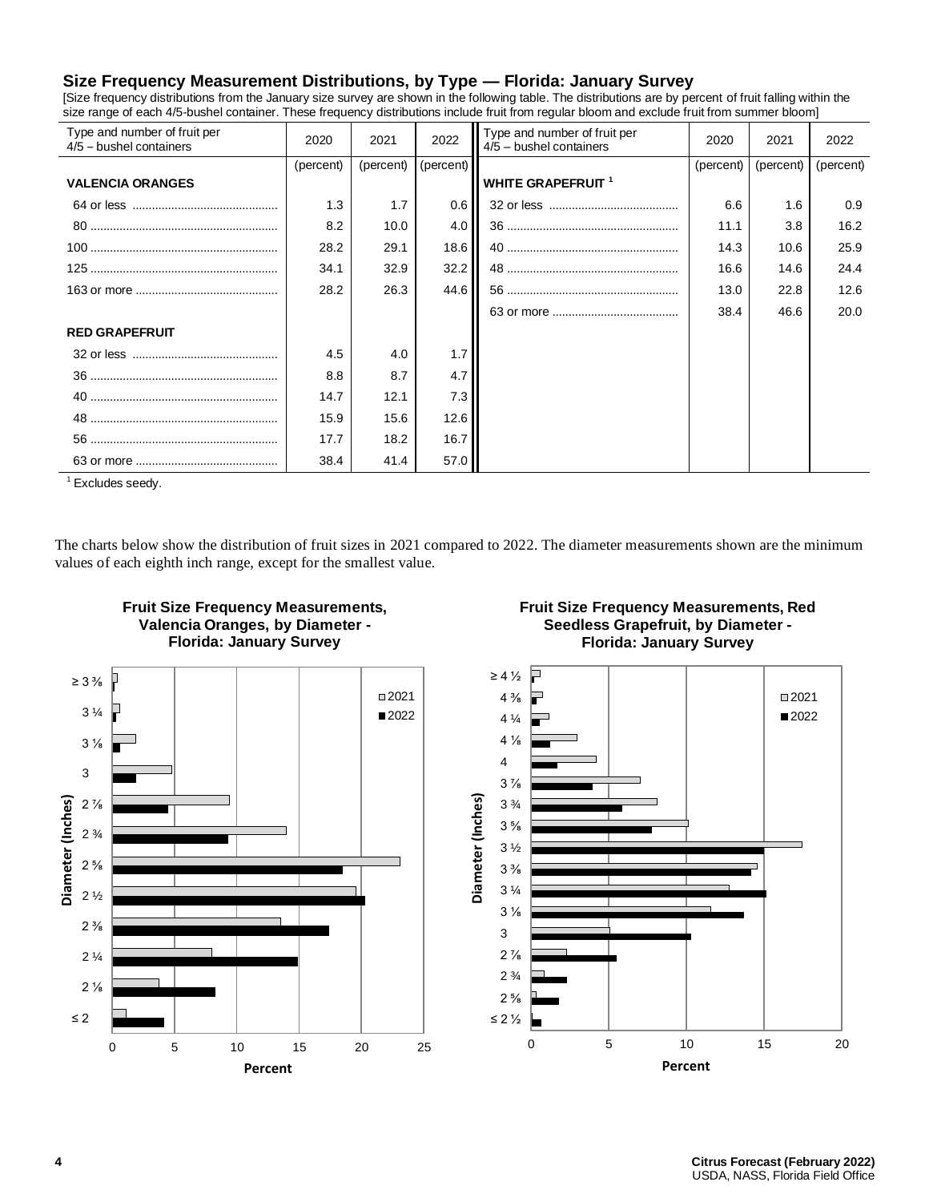## Size Frequency Measurement Distributions, by Type — Florida: January Survey

[Size frequency distributions from the January size survey are shown in the following table. The distributions are by percent of fruit falling within the size range of each 4/5-bushel container. These frequency distributions include fruit from regular bloom and exclude fruit from summer bloom]

| Type and number of fruit per 4/5 – bushel containers | 2020 | 2021 | 2022 | Type and number of fruit per 4/5 – bushel containers | 2020 | 2021 | 2022 |
|---|---|---|---|---|---|---|---|
| | (percent) | (percent) | (percent) | | (percent) | (percent) | (percent) |
| **VALENCIA ORANGES** | | | | **WHITE GRAPEFRUIT** [1] | | | |
| 64 or less | 1.3 | 1.7 | 0.6 | 32 or less | 6.6 | 1.6 | 0.9 |
| 80 | 8.2 | 10.0 | 4.0 | 36 | 11.1 | 3.8 | 16.2 |
| 100 | 28.2 | 29.1 | 18.6 | 40 | 14.3 | 10.6 | 25.9 |
| 125 | 34.1 | 32.9 | 32.2 | 48 | 16.6 | 14.6 | 24.4 |
| 163 or more | 28.2 | 26.3 | 44.6 | 56 | 13.0 | 22.8 | 12.6 |
| | | | | 63 or more | 38.4 | 46.6 | 20.0 |
| **RED GRAPEFRUIT** | | | | | | | |
| 32 or less | 4.5 | 4.0 | 1.7 | | | | |
| 36 | 8.8 | 8.7 | 4.7 | | | | |
| 40 | 14.7 | 12.1 | 7.3 | | | | |
| 48 | 15.9 | 15.6 | 12.6 | | | | |
| 56 | 17.7 | 18.2 | 16.7 | | | | |
| 63 or more | 38.4 | 41.4 | 57.0 | | | | |

[1] Excludes seedy.

The charts below show the distribution of fruit sizes in 2021 compared to 2022. The diameter measurements shown are the minimum values of each eighth inch range, except for the smallest value.

**Fruit Size Frequency Measurements, Valencia Oranges, by Diameter - Florida: January Survey**

Diameter (Inches): ≥ 3 ⅜, 3 ¼, 3 ⅛, 3, 2 ⅞, 2 ¾, 2 ⅝, 2 ½, 2 ⅜, 2 ¼, 2 ⅛, ≤ 2

Percent: 0, 5, 10, 15, 20, 25

2021, 2022

**Fruit Size Frequency Measurements, Red Seedless Grapefruit, by Diameter - Florida: January Survey**

Diameter (Inches): ≥ 4 ½, 4 ⅜, 4 ¼, 4 ⅛, 4, 3 ⅞, 3 ¾, 3 ⅝, 3 ½, 3 ⅜, 3 ¼, 3 ⅛, 3, 2 ⅞, 2 ¾, 2 ⅝, ≤ 2 ½

Percent: 0, 5, 10, 15, 20

2021, 2022